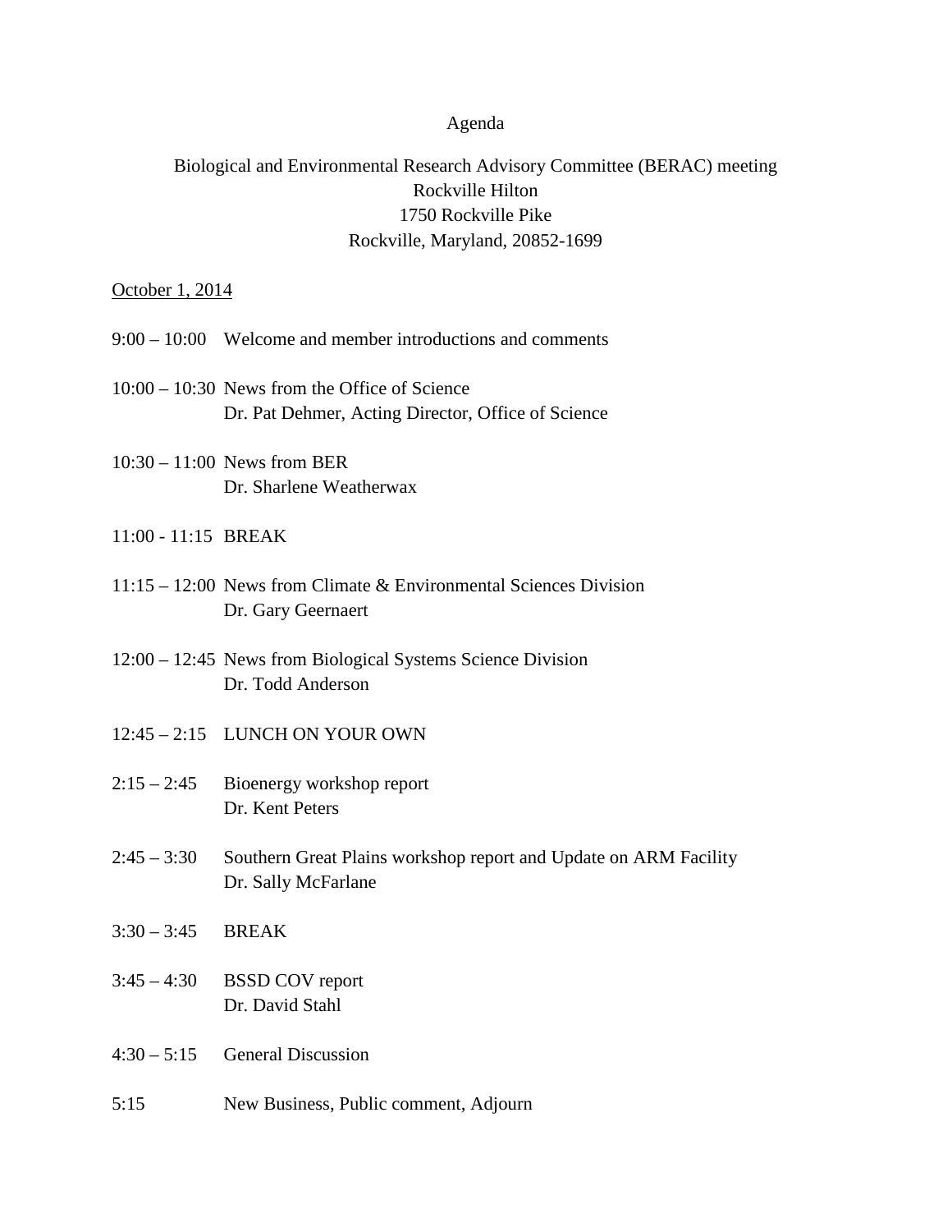# Agenda

## Biological and Environmental Research Advisory Committee (BERAC) meeting

Rockville Hilton
1750 Rockville Pike
Rockville, Maryland, 20852-1699

<u>October 1, 2014</u>

9:00 – 10:00 Welcome and member introductions and comments

10:00 – 10:30 News from the Office of Science
Dr. Pat Dehmer, Acting Director, Office of Science

10:30 – 11:00 News from BER
Dr. Sharlene Weatherwax

11:00 - 11:15 BREAK

11:15 – 12:00 News from Climate & Environmental Sciences Division
Dr. Gary Geernaert

12:00 – 12:45 News from Biological Systems Science Division
Dr. Todd Anderson

12:45 – 2:15 LUNCH ON YOUR OWN

2:15 – 2:45 Bioenergy workshop report
Dr. Kent Peters

2:45 – 3:30 Southern Great Plains workshop report and Update on ARM Facility
Dr. Sally McFarlane

3:30 – 3:45 BREAK

3:45 – 4:30 BSSD COV report
Dr. David Stahl

4:30 – 5:15 General Discussion

5:15 New Business, Public comment, Adjourn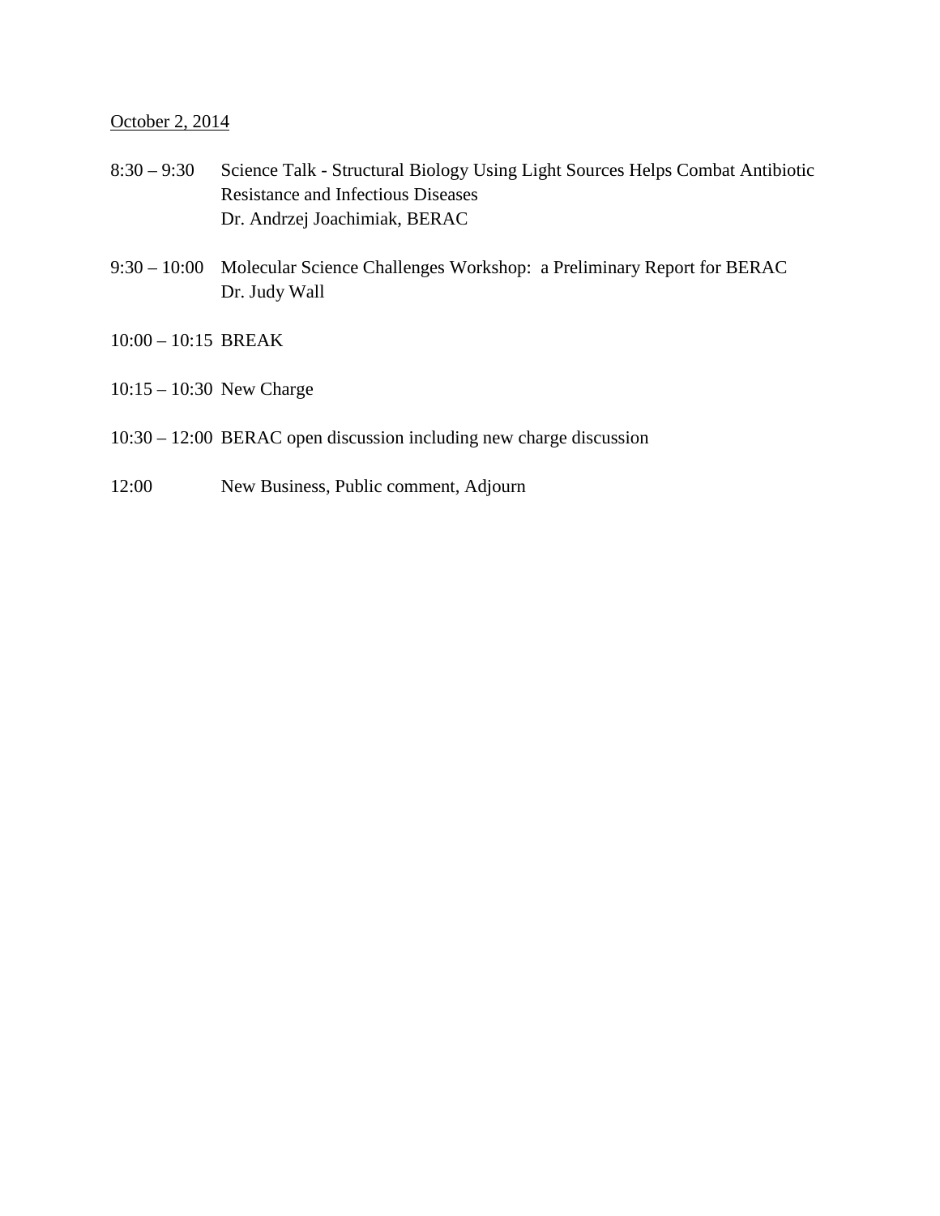<u>October 2, 2014</u>

8:30 – 9:30 Science Talk - Structural Biology Using Light Sources Helps Combat Antibiotic Resistance and Infectious Diseases
Dr. Andrzej Joachimiak, BERAC

9:30 – 10:00 Molecular Science Challenges Workshop: a Preliminary Report for BERAC
Dr. Judy Wall

10:00 – 10:15 BREAK

10:15 – 10:30 New Charge

10:30 – 12:00 BERAC open discussion including new charge discussion

12:00 New Business, Public comment, Adjourn